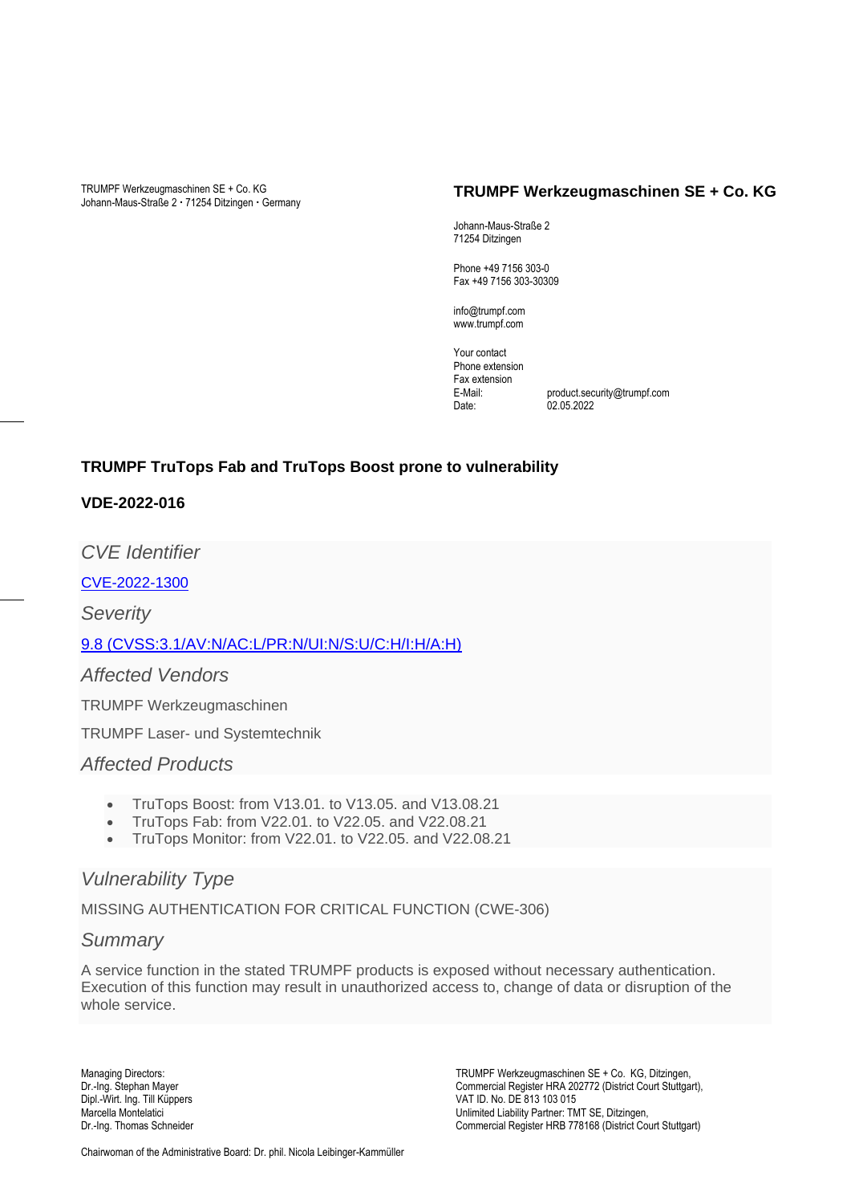TRUMPF Werkzeugmaschinen SE + Co. KG
Johann-Maus-Straße 2 · 71254 Ditzingen · Germany

**TRUMPF Werkzeugmaschinen SE + Co. KG**

Johann-Maus-Straße 2
71254 Ditzingen

Phone +49 7156 303-0
Fax +49 7156 303-30309

info@trumpf.com
www.trumpf.com

Your contact
Phone extension
Fax extension
E-Mail: product.security@trumpf.com
Date: 02.05.2022

**TRUMPF TruTops Fab and TruTops Boost prone to vulnerability**

**VDE-2022-016**

## *CVE Identifier*

[CVE-2022-1300]

## *Severity*

[9.8 (CVSS:3.1/AV:N/AC:L/PR:N/UI:N/S:U/C:H/I:H/A:H)]

## *Affected Vendors*

TRUMPF Werkzeugmaschinen

TRUMPF Laser- und Systemtechnik

## *Affected Products*

- TruTops Boost: from V13.01. to V13.05. and V13.08.21
- TruTops Fab: from V22.01. to V22.05. and V22.08.21
- TruTops Monitor: from V22.01. to V22.05. and V22.08.21

## *Vulnerability Type*

MISSING AUTHENTICATION FOR CRITICAL FUNCTION (CWE-306)

## *Summary*

A service function in the stated TRUMPF products is exposed without necessary authentication. Execution of this function may result in unauthorized access to, change of data or disruption of the whole service.

Managing Directors:
Dr.-Ing. Stephan Mayer
Dipl.-Wirt. Ing. Till Küppers
Marcella Montelatici
Dr.-Ing. Thomas Schneider

TRUMPF Werkzeugmaschinen SE + Co. KG, Ditzingen,
Commercial Register HRA 202772 (District Court Stuttgart),
VAT ID. No. DE 813 103 015
Unlimited Liability Partner: TMT SE, Ditzingen,
Commercial Register HRB 778168 (District Court Stuttgart)

Chairwoman of the Administrative Board: Dr. phil. Nicola Leibinger-Kammüller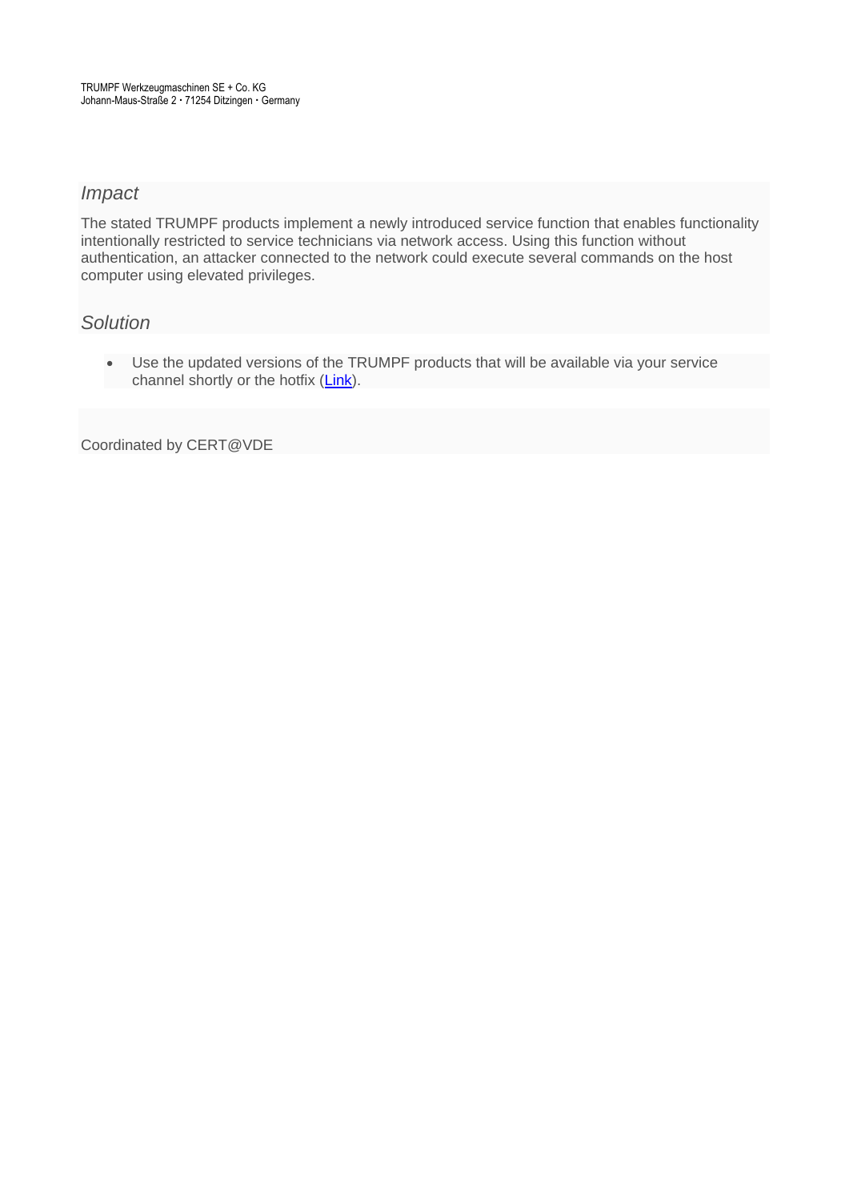TRUMPF Werkzeugmaschinen SE + Co. KG
Johann-Maus-Straße 2 • 71254 Ditzingen • Germany

## *Impact*

The stated TRUMPF products implement a newly introduced service function that enables functionality intentionally restricted to service technicians via network access. Using this function without authentication, an attacker connected to the network could execute several commands on the host computer using elevated privileges.

## *Solution*

- Use the updated versions of the TRUMPF products that will be available via your service channel shortly or the hotfix (Link).

Coordinated by CERT@VDE